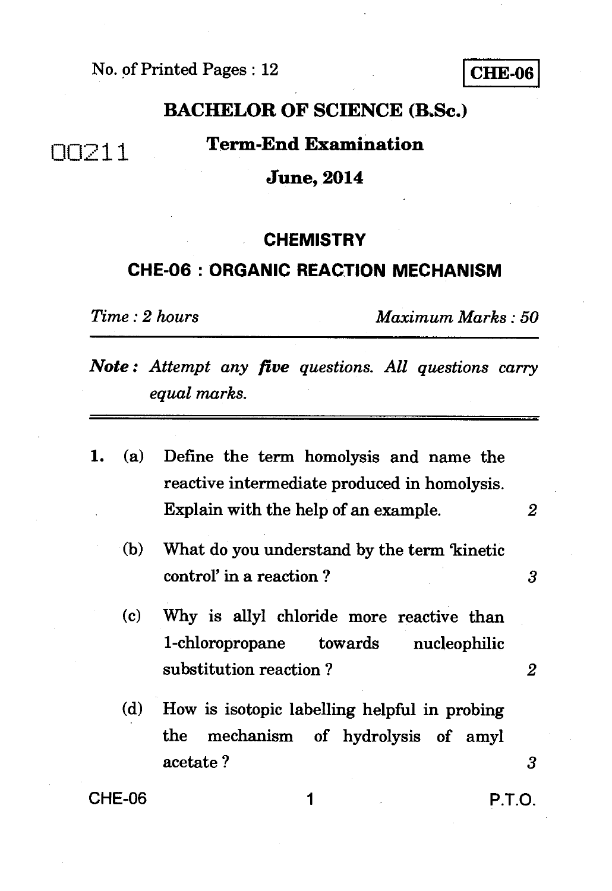No. of Printed Pages : 12

**CHE-06**

**BACHELOR OF SCIENCE (B.Sc.)**

00211

**Term-End Examination**

**June, 2014**

## CHEMISTRY

## CHE-06 : ORGANIC REACTION MECHANISM

*Time : 2 hours* *Maximum Marks : 50*

***Note :*** *Attempt any **five** questions. All questions carry equal marks.*

1. (a) Define the term homolysis and name the reactive intermediate produced in homolysis. Explain with the help of an example. 2

   (b) What do you understand by the term 'kinetic control' in a reaction ? 3

   (c) Why is allyl chloride more reactive than 1-chloropropane towards nucleophilic substitution reaction ? 2

   (d) How is isotopic labelling helpful in probing the mechanism of hydrolysis of amyl acetate ? 3

P.T.O.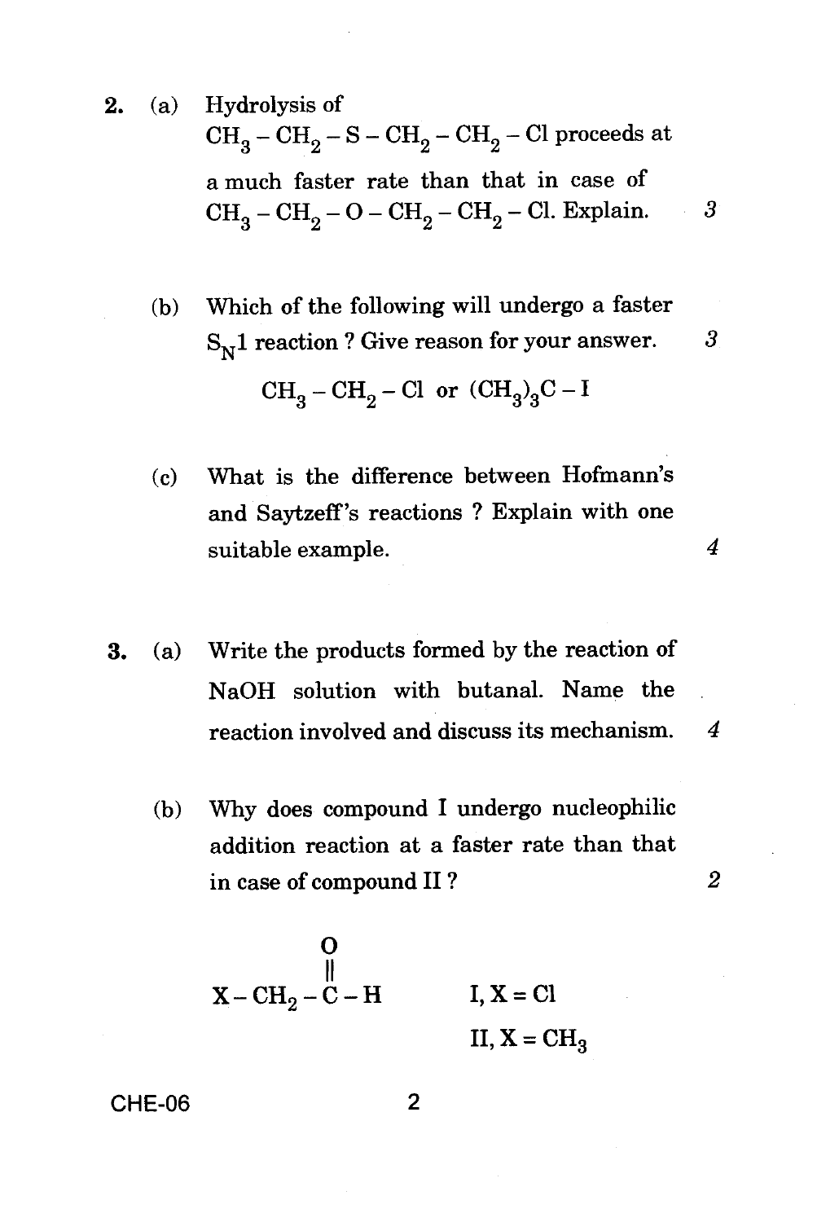2. (a) Hydrolysis of $CH_3 - CH_2 - S - CH_2 - CH_2 - Cl$ proceeds at a much faster rate than that in case of $CH_3 - CH_2 - O - CH_2 - CH_2 - Cl$. Explain. 3

(b) Which of the following will undergo a faster $S_N1$ reaction ? Give reason for your answer. 3

$$CH_3 - CH_2 - Cl \text{ or } (CH_3)_3C - I$$

(c) What is the difference between Hofmann's and Saytzeff's reactions ? Explain with one suitable example. 4

3. (a) Write the products formed by the reaction of NaOH solution with butanal. Name the reaction involved and discuss its mechanism. 4

(b) Why does compound I undergo nucleophilic addition reaction at a faster rate than that in case of compound II ? 2

$$X - CH_2 - \overset{\overset{\displaystyle O}{\|}}{C} - H \qquad \text{I, } X = Cl$$

$$\text{II, } X = CH_3$$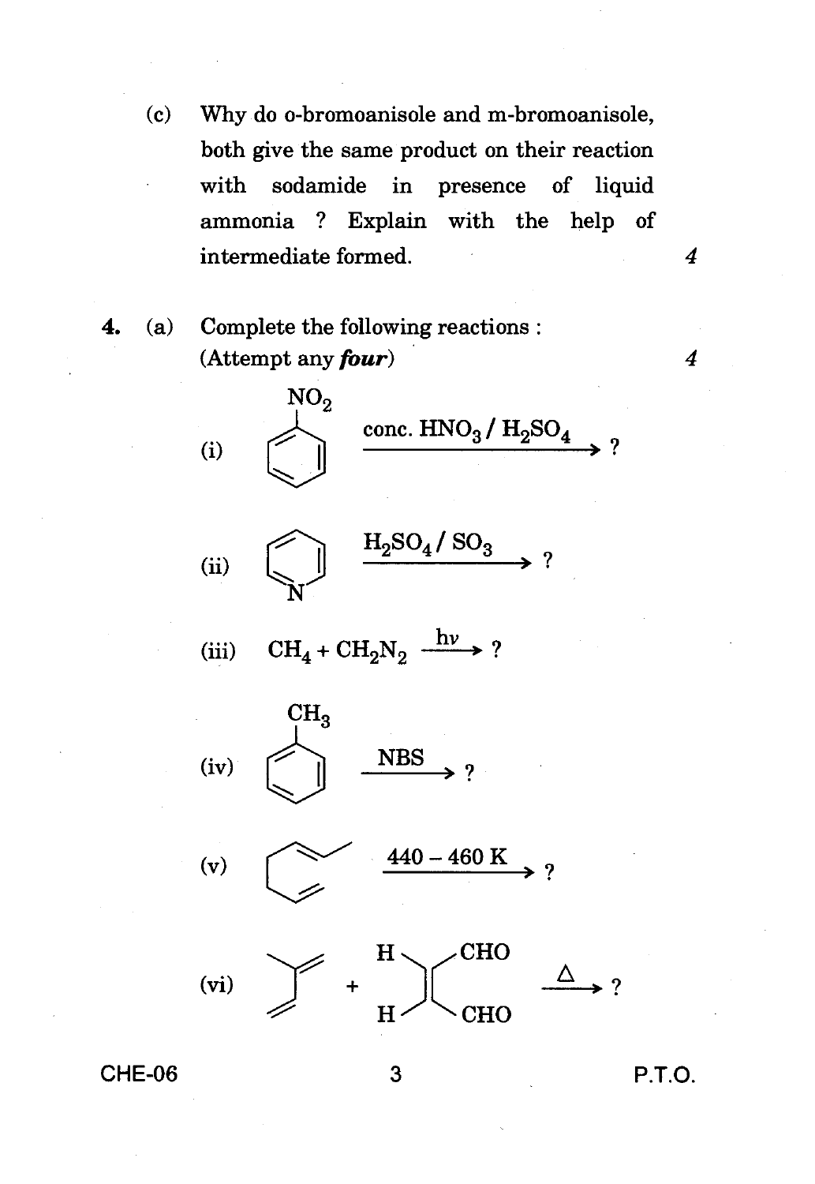(c) Why do o-bromoanisole and m-bromoanisole, both give the same product on their reaction with sodamide in presence of liquid ammonia ? Explain with the help of intermediate formed. 4

**4.** (a) Complete the following reactions : (Attempt any ***four***) 4

(i) Nitrobenzene ($C_6H_5NO_2$) $\xrightarrow{\text{conc. } HNO_3 / H_2SO_4}$ ?

(ii) Pyridine $\xrightarrow{H_2SO_4 / SO_3}$ ?

(iii) $CH_4 + CH_2N_2 \xrightarrow{h\nu}$ ?

(iv) Toluene ($C_6H_5CH_3$) $\xrightarrow{\text{NBS}}$ ?

(v) 1,5-Diene (octa-1,5-diene / hepta-1,5-diene skeletal structure as drawn) $\xrightarrow{440 - 460 \text{ K}}$ ?

(vi) 2-Methylbuta-1,3-diene (isoprene) + cis-$OHC{-}CH{=}CH{-}CHO$ (H and H on the same side, CHO and CHO on the same side) $\xrightarrow{\Delta}$ ?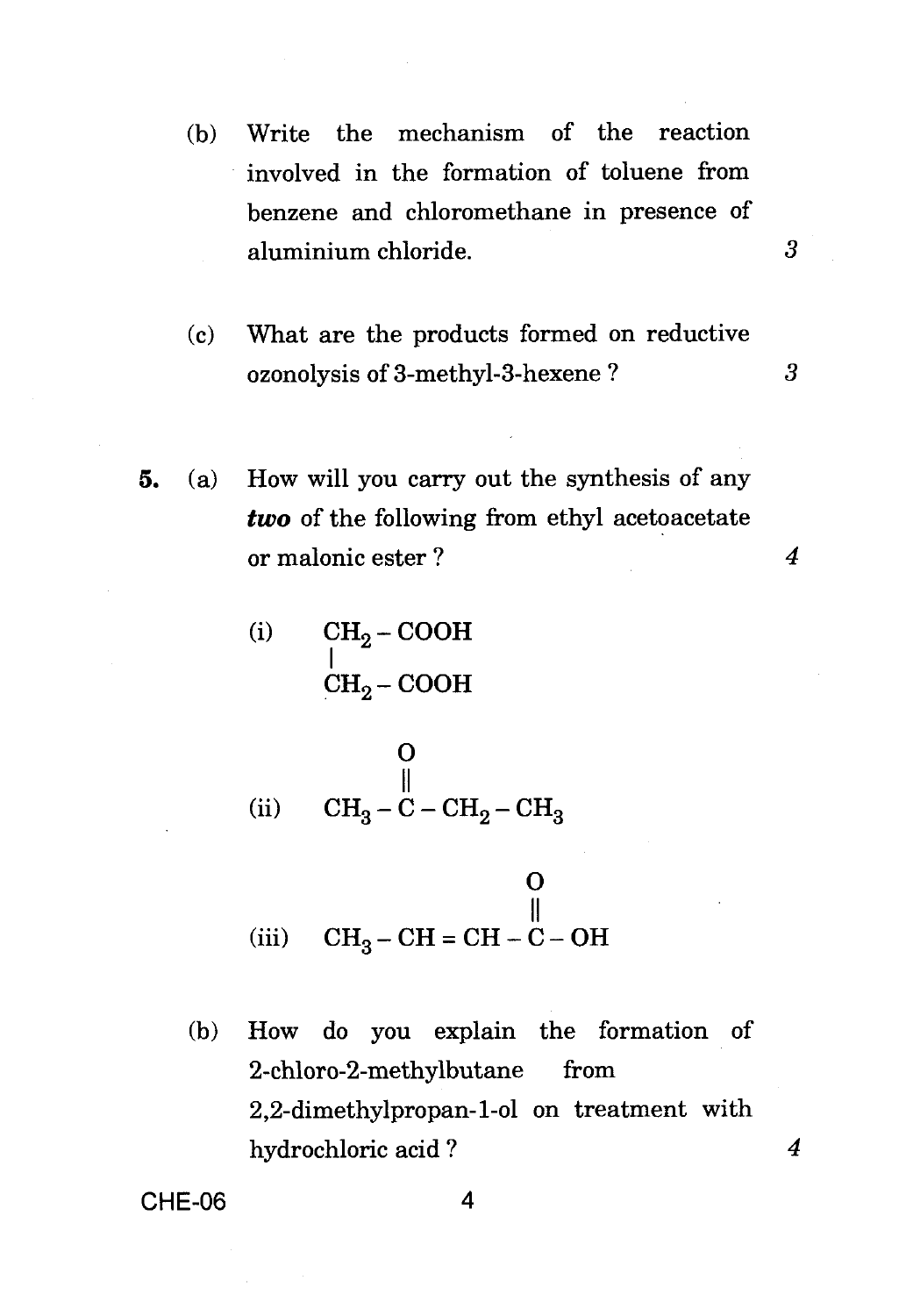(b) Write the mechanism of the reaction involved in the formation of toluene from benzene and chloromethane in presence of aluminium chloride. 3

(c) What are the products formed on reductive ozonolysis of 3-methyl-3-hexene ? 3

**5.** (a) How will you carry out the synthesis of any ***two*** of the following from ethyl acetoacetate or malonic ester ? 4

(i)
$$\begin{array}{l} CH_2-COOH \\ | \\ CH_2-COOH \end{array}$$

(ii)
$$CH_3-\overset{\overset{\displaystyle O}{\|}}{C}-CH_2-CH_3$$

(iii)
$$CH_3-CH=CH-\overset{\overset{\displaystyle O}{\|}}{C}-OH$$

(b) How do you explain the formation of 2-chloro-2-methylbutane from 2,2-dimethylpropan-1-ol on treatment with hydrochloric acid ? 4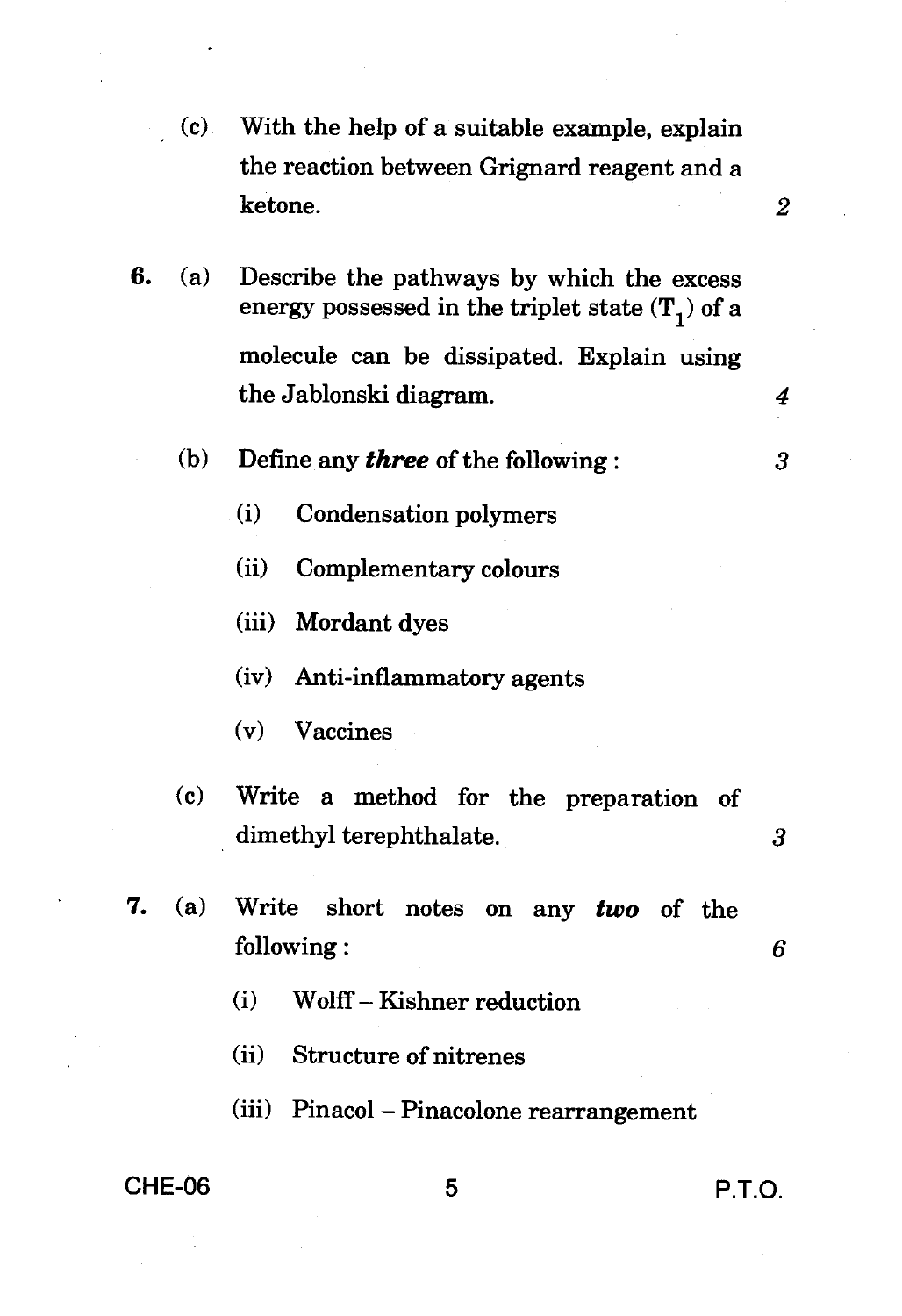(c) With the help of a suitable example, explain the reaction between Grignard reagent and a ketone. 2

**6.** (a) Describe the pathways by which the excess energy possessed in the triplet state ($T_1$) of a molecule can be dissipated. Explain using the Jablonski diagram. 4

(b) Define any ***three*** of the following : 3

(i) Condensation polymers

(ii) Complementary colours

(iii) Mordant dyes

(iv) Anti-inflammatory agents

(v) Vaccines

(c) Write a method for the preparation of dimethyl terephthalate. 3

**7.** (a) Write short notes on any ***two*** of the following : 6

(i) Wolff – Kishner reduction

(ii) Structure of nitrenes

(iii) Pinacol – Pinacolone rearrangement

P.T.O.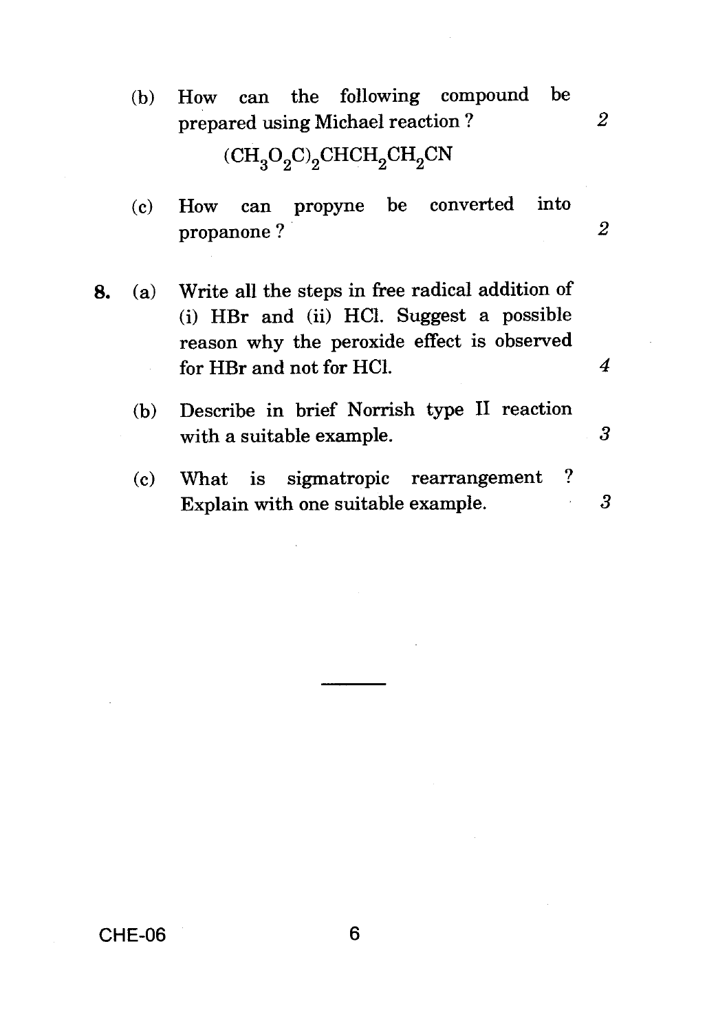(b) How can the following compound be prepared using Michael reaction ? 2

$$(CH_3O_2C)_2CHCH_2CH_2CN$$

(c) How can propyne be converted into propanone ? 2

**8.** (a) Write all the steps in free radical addition of (i) HBr and (ii) HCl. Suggest a possible reason why the peroxide effect is observed for HBr and not for HCl. 4

(b) Describe in brief Norrish type II reaction with a suitable example. 3

(c) What is sigmatropic rearrangement ? Explain with one suitable example. 3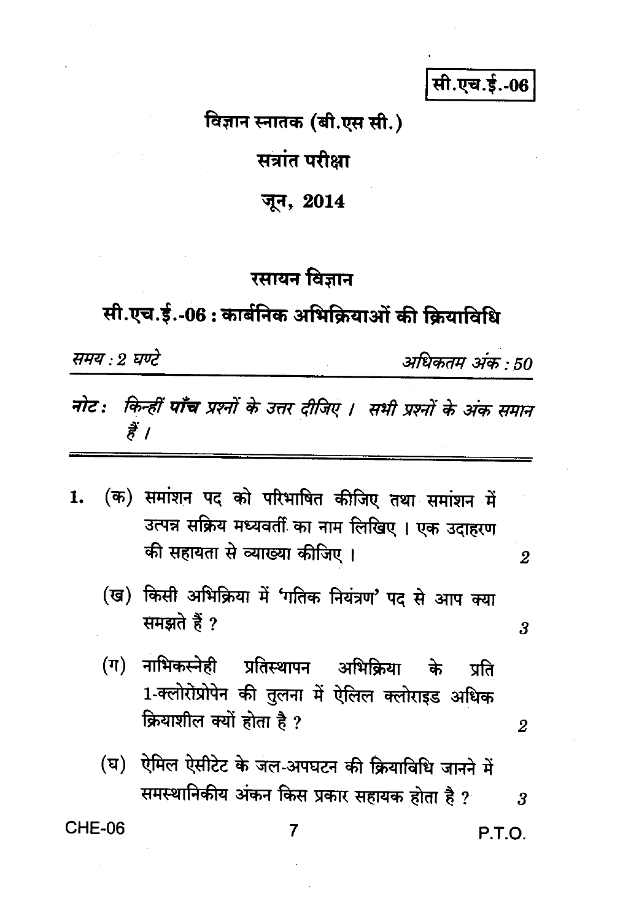सी.एच.ई.-06

विज्ञान स्नातक (बी.एस सी.)

सत्रांत परीक्षा

जून, 2014

# रसायन विज्ञान

## सी.एच.ई.-06 : कार्बनिक अभिक्रियाओं की क्रियाविधि

*समय : 2 घण्टे* *अधिकतम अंक : 50*

*नोट : किन्हीं **पाँच** प्रश्नों के उत्तर दीजिए । सभी प्रश्नों के अंक समान हैं ।*

---

1. (क) समांशन पद को परिभाषित कीजिए तथा समांशन में उत्पन्न सक्रिय मध्यवर्ती का नाम लिखिए । एक उदाहरण की सहायता से व्याख्या कीजिए । 2

   (ख) किसी अभिक्रिया में 'गतिक नियंत्रण' पद से आप क्या समझते हैं ? 3

   (ग) नाभिकस्नेही प्रतिस्थापन अभिक्रिया के प्रति 1-क्लोरोप्रोपेन की तुलना में ऐलिल क्लोराइड अधिक क्रियाशील क्यों होता है ? 2

   (घ) ऐमिल ऐसीटेट के जल-अपघटन की क्रियाविधि जानने में समस्थानिकीय अंकन किस प्रकार सहायक होता है ? 3

CHE-06 P.T.O.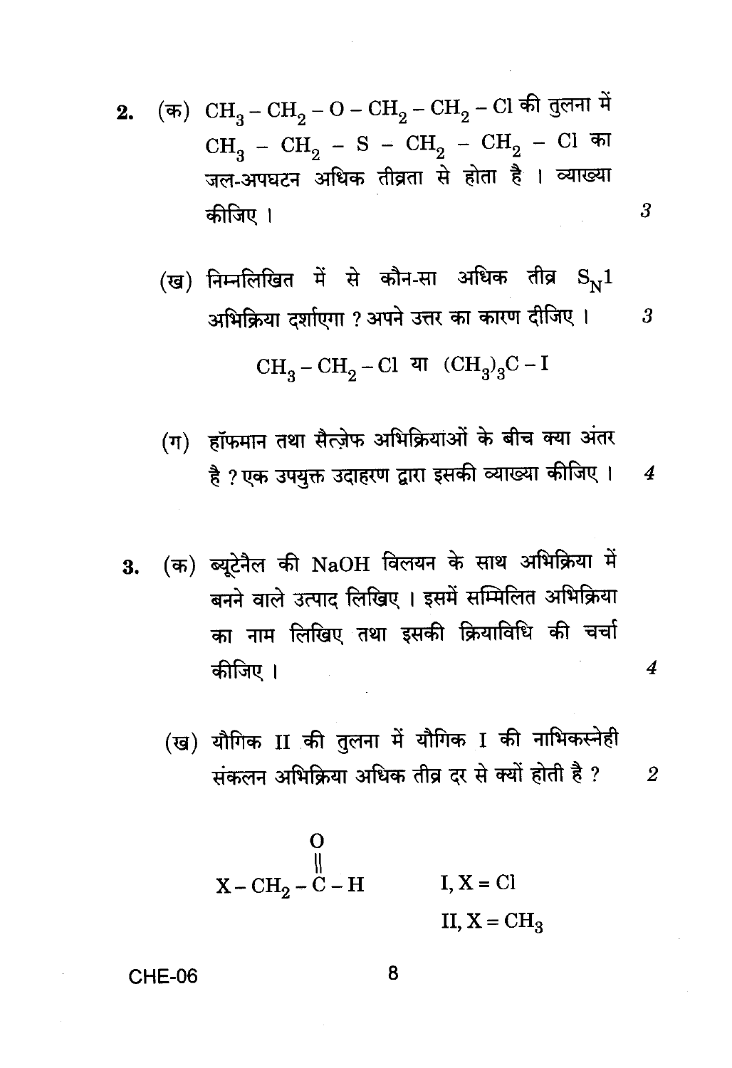2. (क) $CH_3 - CH_2 - O - CH_2 - CH_2 - Cl$ की तुलना में $CH_3 - CH_2 - S - CH_2 - CH_2 - Cl$ का जल-अपघटन अधिक तीव्रता से होता है । व्याख्या कीजिए । 3

(ख) निम्नलिखित में से कौन-सा अधिक तीव्र $S_N1$ अभिक्रिया दर्शाएगा ? अपने उत्तर का कारण दीजिए । 3

$$CH_3 - CH_2 - Cl \text{ या } (CH_3)_3C - I$$

(ग) हॉफमान तथा सैत्ज़ेफ अभिक्रियाओं के बीच क्या अंतर है ? एक उपयुक्त उदाहरण द्वारा इसकी व्याख्या कीजिए । 4

3. (क) ब्यूटेनैल की NaOH विलयन के साथ अभिक्रिया में बनने वाले उत्पाद लिखिए । इसमें सम्मिलित अभिक्रिया का नाम लिखिए तथा इसकी क्रियाविधि की चर्चा कीजिए । 4

(ख) यौगिक II की तुलना में यौगिक I की नाभिकस्नेही संकलन अभिक्रिया अधिक तीव्र दर से क्यों होती है ? 2

$$X - CH_2 - \overset{\overset{\displaystyle O}{\|}}{C} - H \qquad \begin{array}{l} I, X = Cl \\ II, X = CH_3 \end{array}$$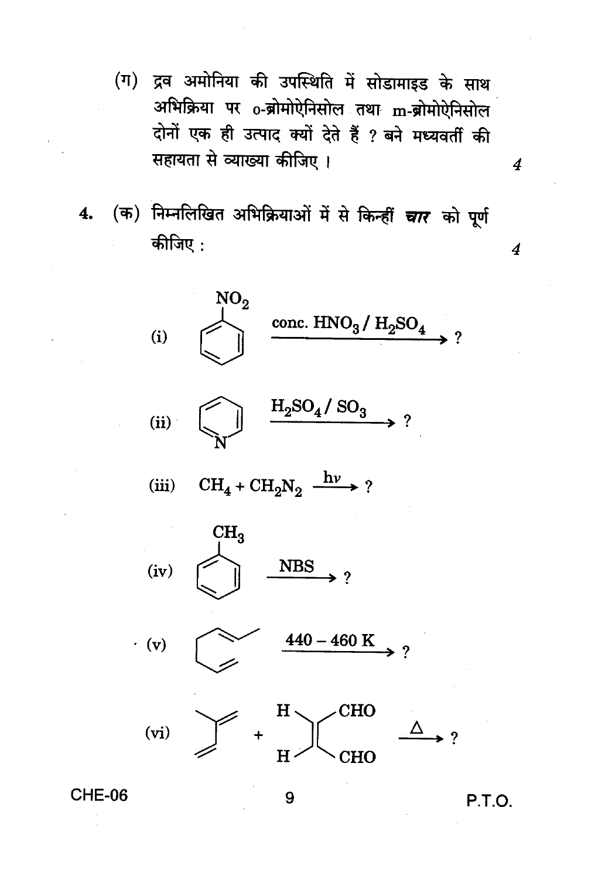(ग) द्रव अमोनिया की उपस्थिति में सोडामाइड के साथ अभिक्रिया पर o-ब्रोमोऐनिसोल तथा m-ब्रोमोऐनिसोल दोनों एक ही उत्पाद क्यों देते हैं ? बने मध्यवर्ती की सहायता से व्याख्या कीजिए । *4*

4. (क) निम्नलिखित अभिक्रियाओं में से किन्हीं ***चार*** को पूर्ण कीजिए : *4*

(i) Nitrobenzene ($C_6H_5NO_2$) $\xrightarrow{\text{conc. } HNO_3 / H_2SO_4}$ ?

(ii) Pyridine $\xrightarrow{H_2SO_4 / SO_3}$ ?

(iii) $CH_4 + CH_2N_2 \xrightarrow{h\nu}$ ?

(iv) Toluene ($C_6H_5CH_3$) $\xrightarrow{\text{NBS}}$ ?

(v) Hexa-1,5-diene (structure shown: $CH_3CH=CH-CH_2-CH=CH_2$) $\xrightarrow{440 - 460 \text{ K}}$ ?

(vi) 2-Methylbuta-1,3-diene + (H)(CHO)C=C(H)(CHO) $\xrightarrow{\Delta}$ ?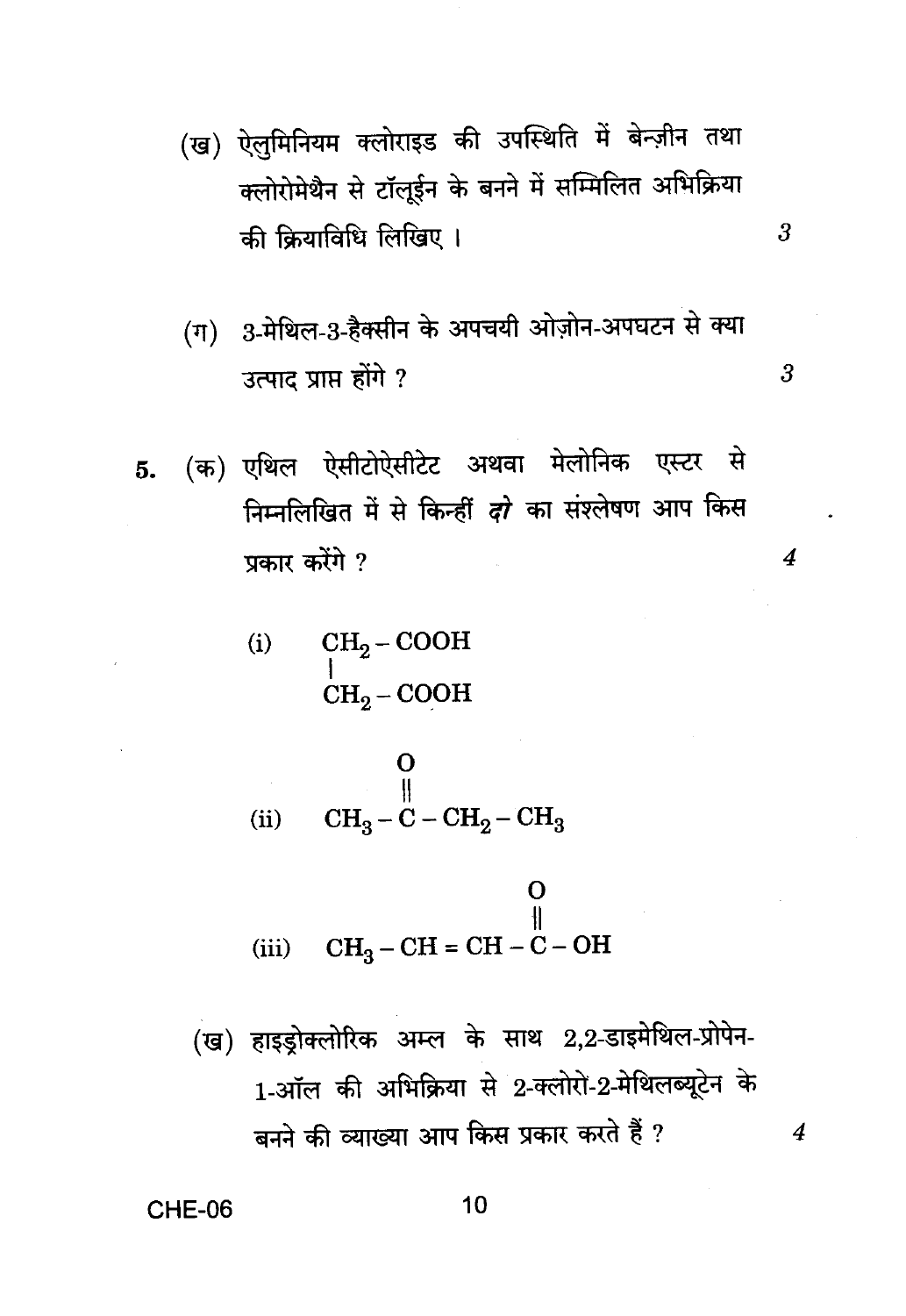(ख) ऐलुमिनियम क्लोराइड की उपस्थिति में बेन्ज़ीन तथा क्लोरोमेथैन से टॉलूईन के बनने में सम्मिलित अभिक्रिया की क्रियाविधि लिखिए । 3

(ग) 3-मेथिल-3-हैक्सीन के अपचयी ओज़ोन-अपघटन से क्या उत्पाद प्राप्त होंगे ? 3

5. (क) एथिल ऐसीटोऐसीटेट अथवा मेलोनिक एस्टर से निम्नलिखित में से किन्हीं *दो* का संश्लेषण आप किस प्रकार करेंगे ? 4

(i) 
$$\begin{matrix} CH_2-COOH \\ | \\ CH_2-COOH \end{matrix}$$

(ii) 
$$CH_3-\overset{\overset{\Large O}{||}}{C}-CH_2-CH_3$$

(iii) 
$$CH_3-CH=CH-\overset{\overset{\Large O}{||}}{C}-OH$$

(ख) हाइड्रोक्लोरिक अम्ल के साथ 2,2-डाइमेथिल-प्रोपेन-1-ऑल की अभिक्रिया से 2-क्लोरो-2-मेथिलब्यूटेन के बनने की व्याख्या आप किस प्रकार करते हैं ? 4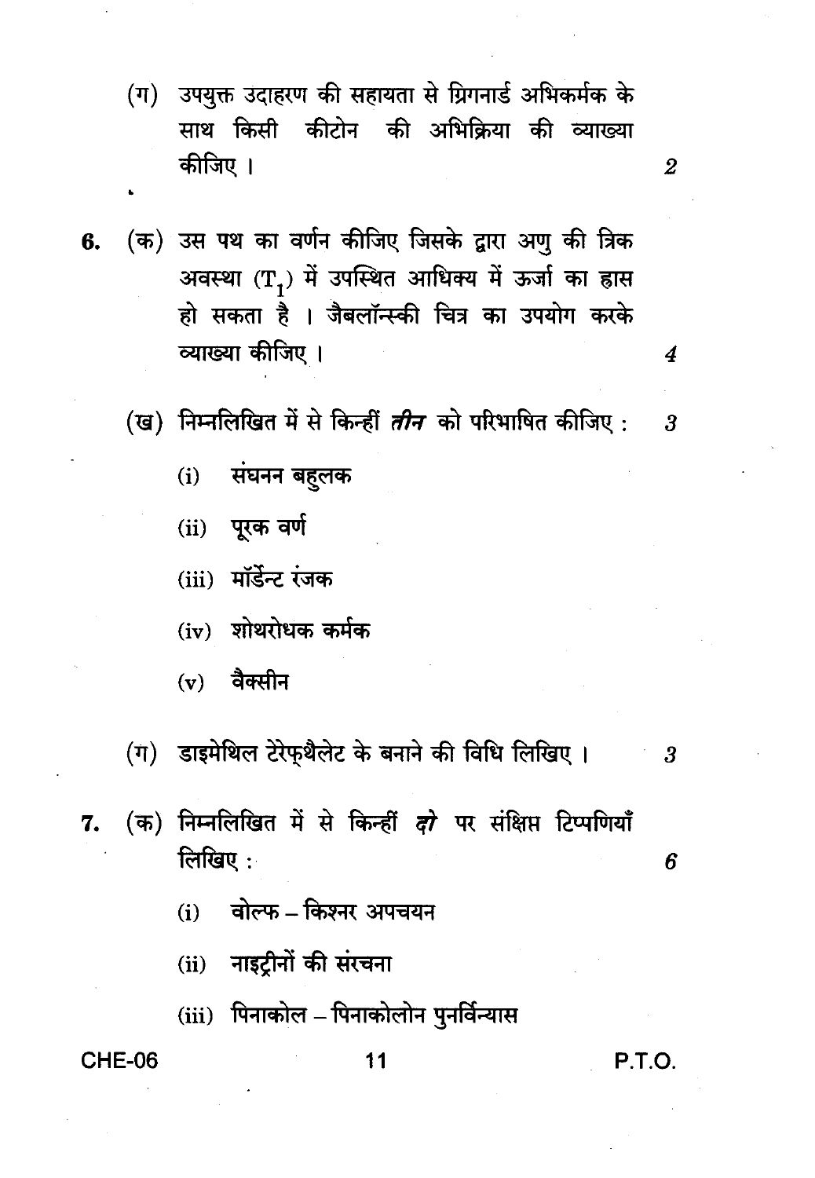(ग) उपयुक्त उदाहरण की सहायता से ग्रिगनार्ड अभिकर्मक के साथ किसी कीटोन की अभिक्रिया की व्याख्या कीजिए । 2

6. (क) उस पथ का वर्णन कीजिए जिसके द्वारा अणु की त्रिक अवस्था ($T_1$) में उपस्थित आधिक्य में ऊर्जा का ह्रास हो सकता है । जैबलॉन्स्की चित्र का उपयोग करके व्याख्या कीजिए । 4

(ख) निम्नलिखित में से किन्हीं ***तीन*** को परिभाषित कीजिए : 3

(i) संघनन बहुलक

(ii) पूरक वर्ण

(iii) मॉर्डेन्ट रंजक

(iv) शोथरोधक कर्मक

(v) वैक्सीन

(ग) डाइमेथिल टेरेफ्थैलेट के बनाने की विधि लिखिए । 3

7. (क) निम्नलिखित में से किन्हीं ***दो*** पर संक्षिप्त टिप्पणियाँ लिखिए : 6

(i) वोल्फ – किश्नर अपचयन

(ii) नाइट्रीनों की संरचना

(iii) पिनाकोल – पिनाकोलोन पुनर्विन्यास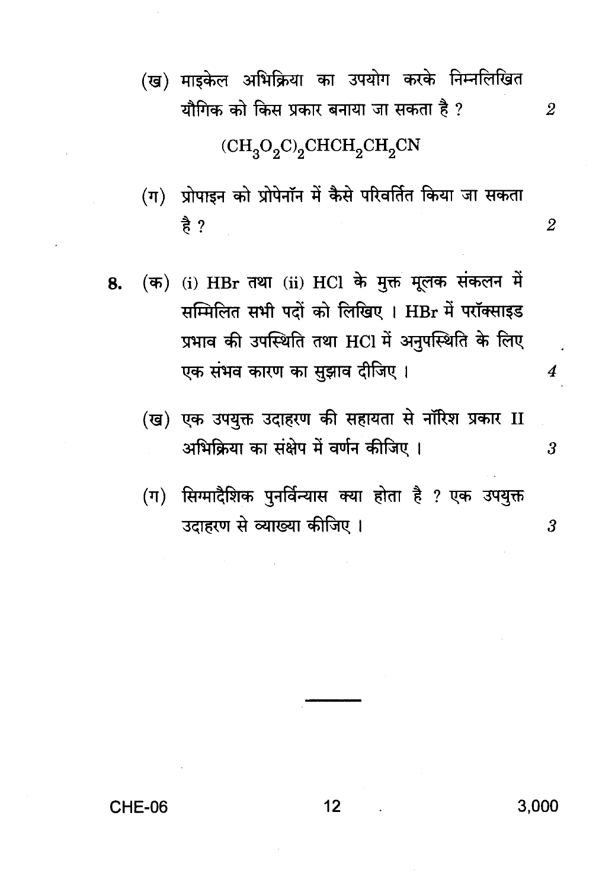(ख) माइकेल अभिक्रिया का उपयोग करके निम्नलिखित यौगिक को किस प्रकार बनाया जा सकता है ? *2*

$$(CH_3O_2C)_2CHCH_2CH_2CN$$

(ग) प्रोपाइन को प्रोपेनॉन में कैसे परिवर्तित किया जा सकता है ? *2*

**8.** (क) (i) HBr तथा (ii) HCl के मुक्त मूलक संकलन में सम्मिलित सभी पदों को लिखिए । HBr में परॉक्साइड प्रभाव की उपस्थिति तथा HCl में अनुपस्थिति के लिए एक संभव कारण का सुझाव दीजिए । *4*

(ख) एक उपयुक्त उदाहरण की सहायता से नॉरिश प्रकार II अभिक्रिया का संक्षेप में वर्णन कीजिए । *3*

(ग) सिग्मादैशिक पुनर्विन्यास क्या होता है ? एक उपयुक्त उदाहरण से व्याख्या कीजिए । *3*

---

CHE-06 3,000